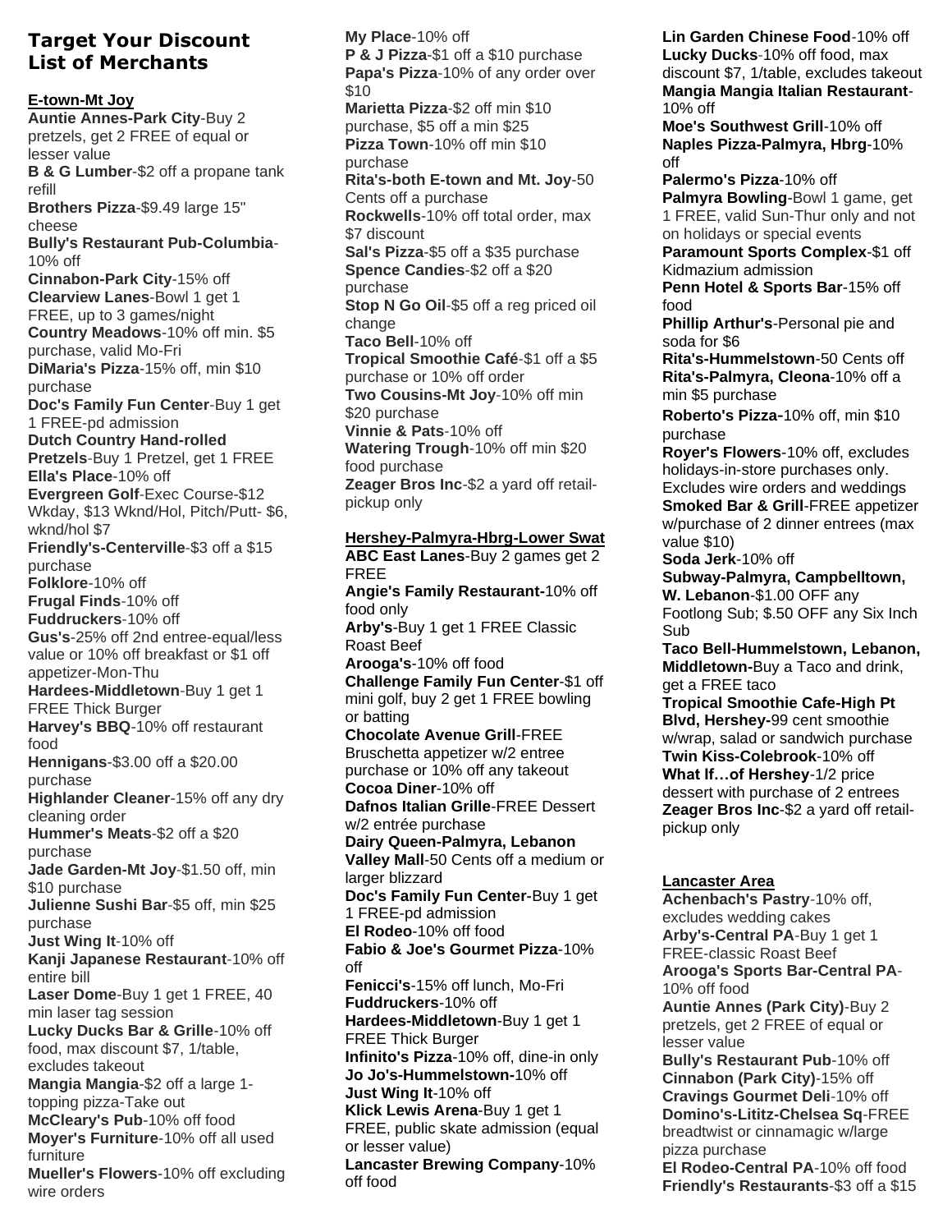## Target Your Discount List of Merchants

### E-town-Mt Joy

**Auntie Annes-Park City**-Buy 2 pretzels, get 2 FREE of equal or lesser value
**B & G Lumber**-$2 off a propane tank refill
**Brothers Pizza**-$9.49 large 15" cheese
**Bully's Restaurant Pub-Columbia**-10% off
**Cinnabon-Park City**-15% off
**Clearview Lanes**-Bowl 1 get 1 FREE, up to 3 games/night
**Country Meadows**-10% off min. $5 purchase, valid Mo-Fri
**DiMaria's Pizza**-15% off, min $10 purchase
**Doc's Family Fun Center**-Buy 1 get 1 FREE-pd admission
**Dutch Country Hand-rolled Pretzels**-Buy 1 Pretzel, get 1 FREE
**Ella's Place**-10% off
**Evergreen Golf**-Exec Course-$12 Wkday, $13 Wknd/Hol, Pitch/Putt- $6, wknd/hol $7
**Friendly's-Centerville**-$3 off a $15 purchase
**Folklore**-10% off
**Frugal Finds**-10% off
**Fuddruckers**-10% off
**Gus's**-25% off 2nd entree-equal/less value or 10% off breakfast or $1 off appetizer-Mon-Thu
**Hardees-Middletown**-Buy 1 get 1 FREE Thick Burger
**Harvey's BBQ**-10% off restaurant food
**Hennigans**-$3.00 off a $20.00 purchase
**Highlander Cleaner**-15% off any dry cleaning order
**Hummer's Meats**-$2 off a $20 purchase
**Jade Garden-Mt Joy**-$1.50 off, min $10 purchase
**Julienne Sushi Bar**-$5 off, min $25 purchase
**Just Wing It**-10% off
**Kanji Japanese Restaurant**-10% off entire bill
**Laser Dome**-Buy 1 get 1 FREE, 40 min laser tag session
**Lucky Ducks Bar & Grille**-10% off food, max discount $7, 1/table, excludes takeout
**Mangia Mangia**-$2 off a large 1-topping pizza-Take out
**McCleary's Pub**-10% off food
**Moyer's Furniture**-10% off all used furniture
**Mueller's Flowers**-10% off excluding wire orders
**My Place**-10% off
**P & J Pizza**-$1 off a $10 purchase
**Papa's Pizza**-10% of any order over $10
**Marietta Pizza**-$2 off min $10 purchase, $5 off a min $25
**Pizza Town**-10% off min $10 purchase
**Rita's-both E-town and Mt. Joy**-50 Cents off a purchase
**Rockwells**-10% off total order, max $7 discount
**Sal's Pizza**-$5 off a $35 purchase
**Spence Candies**-$2 off a $20 purchase
**Stop N Go Oil**-$5 off a reg priced oil change
**Taco Bell**-10% off
**Tropical Smoothie Café**-$1 off a $5 purchase or 10% off order
**Two Cousins-Mt Joy**-10% off min $20 purchase
**Vinnie & Pats**-10% off
**Watering Trough**-10% off min $20 food purchase
**Zeager Bros Inc**-$2 a yard off retail-pickup only

### Hershey-Palmyra-Hbrg-Lower Swat

**ABC East Lanes**-Buy 2 games get 2 FREE
**Angie's Family Restaurant-**10% off food only
**Arby's**-Buy 1 get 1 FREE Classic Roast Beef
**Arooga's**-10% off food
**Challenge Family Fun Center**-$1 off mini golf, buy 2 get 1 FREE bowling or batting
**Chocolate Avenue Grill**-FREE Bruschetta appetizer w/2 entree purchase or 10% off any takeout
**Cocoa Diner**-10% off
**Dafnos Italian Grille**-FREE Dessert w/2 entrée purchase
**Dairy Queen-Palmyra, Lebanon Valley Mall**-50 Cents off a medium or larger blizzard
**Doc's Family Fun Center-**Buy 1 get 1 FREE-pd admission
**El Rodeo**-10% off food
**Fabio & Joe's Gourmet Pizza**-10% off
**Fenicci's**-15% off lunch, Mo-Fri
**Fuddruckers**-10% off
**Hardees-Middletown**-Buy 1 get 1 FREE Thick Burger
**Infinito's Pizza**-10% off, dine-in only
**Jo Jo's-Hummelstown-**10% off
**Just Wing It**-10% off
**Klick Lewis Arena**-Buy 1 get 1 FREE, public skate admission (equal or lesser value)
**Lancaster Brewing Company**-10% off food
**Lin Garden Chinese Food**-10% off
**Lucky Ducks**-10% off food, max discount $7, 1/table, excludes takeout
**Mangia Mangia Italian Restaurant**-10% off
**Moe's Southwest Grill**-10% off
**Naples Pizza-Palmyra, Hbrg**-10% off
**Palermo's Pizza**-10% off
**Palmyra Bowling**-Bowl 1 game, get 1 FREE, valid Sun-Thur only and not on holidays or special events
**Paramount Sports Complex**-$1 off Kidmazium admission
**Penn Hotel & Sports Bar**-15% off food
**Phillip Arthur's**-Personal pie and soda for $6
**Rita's-Hummelstown**-50 Cents off
**Rita's-Palmyra, Cleona**-10% off a min $5 purchase
**Roberto's Pizza-**10% off, min $10 purchase
**Royer's Flowers**-10% off, excludes holidays-in-store purchases only. Excludes wire orders and weddings
**Smoked Bar & Grill**-FREE appetizer w/purchase of 2 dinner entrees (max value $10)
**Soda Jerk**-10% off
**Subway-Palmyra, Campbelltown, W. Lebanon**-$1.00 OFF any Footlong Sub; $.50 OFF any Six Inch Sub
**Taco Bell-Hummelstown, Lebanon, Middletown-**Buy a Taco and drink, get a FREE taco
**Tropical Smoothie Cafe-High Pt Blvd, Hershey-**99 cent smoothie w/wrap, salad or sandwich purchase
**Twin Kiss-Colebrook**-10% off
**What If…of Hershey**-1/2 price dessert with purchase of 2 entrees
**Zeager Bros Inc**-$2 a yard off retail-pickup only

### Lancaster Area

**Achenbach's Pastry**-10% off, excludes wedding cakes
**Arby's-Central PA**-Buy 1 get 1 FREE-classic Roast Beef
**Arooga's Sports Bar-Central PA**-10% off food
**Auntie Annes (Park City)**-Buy 2 pretzels, get 2 FREE of equal or lesser value
**Bully's Restaurant Pub**-10% off
**Cinnabon (Park City)**-15% off
**Cravings Gourmet Deli**-10% off
**Domino's-Lititz-Chelsea Sq**-FREE breadtwist or cinnamagic w/large pizza purchase
**El Rodeo-Central PA**-10% off food
**Friendly's Restaurants**-$3 off a $15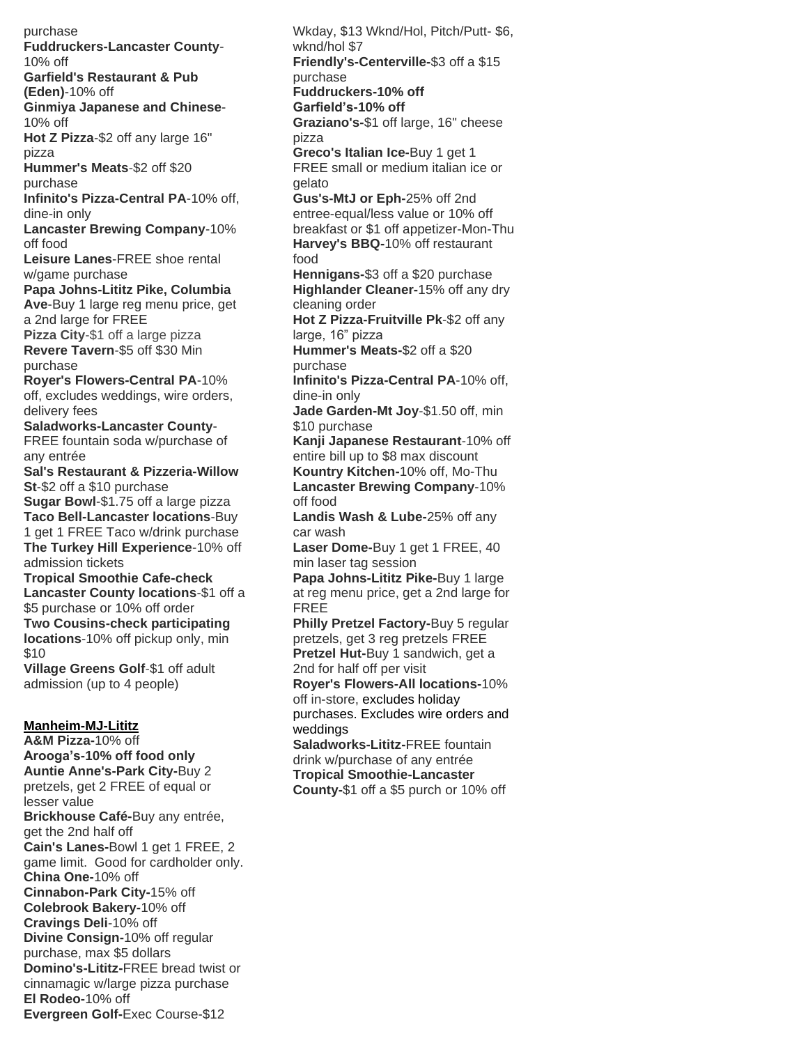purchase

**Fuddruckers-Lancaster County**-10% off

**Garfield's Restaurant & Pub (Eden)**-10% off

**Ginmiya Japanese and Chinese**-10% off

**Hot Z Pizza**-$2 off any large 16" pizza

**Hummer's Meats**-$2 off $20 purchase

**Infinito's Pizza-Central PA**-10% off, dine-in only

**Lancaster Brewing Company**-10% off food

**Leisure Lanes**-FREE shoe rental w/game purchase

**Papa Johns-Lititz Pike, Columbia Ave**-Buy 1 large reg menu price, get a 2nd large for FREE

**Pizza City**-$1 off a large pizza

**Revere Tavern**-$5 off $30 Min purchase

**Royer's Flowers-Central PA**-10% off, excludes weddings, wire orders, delivery fees

**Saladworks-Lancaster County**-FREE fountain soda w/purchase of any entrée

**Sal's Restaurant & Pizzeria-Willow St**-$2 off a $10 purchase

**Sugar Bowl**-$1.75 off a large pizza

**Taco Bell-Lancaster locations**-Buy 1 get 1 FREE Taco w/drink purchase

**The Turkey Hill Experience**-10% off admission tickets

**Tropical Smoothie Cafe-check Lancaster County locations**-$1 off a $5 purchase or 10% off order

**Two Cousins-check participating locations**-10% off pickup only, min $10

**Village Greens Golf**-$1 off adult admission (up to 4 people)

## Manheim-MJ-Lititz

**A&M Pizza-**10% off

**Arooga's-10% off food only**

**Auntie Anne's-Park City-**Buy 2 pretzels, get 2 FREE of equal or lesser value

**Brickhouse Café-**Buy any entrée, get the 2nd half off

**Cain's Lanes-**Bowl 1 get 1 FREE, 2 game limit. Good for cardholder only.

**China One-**10% off

**Cinnabon-Park City-**15% off

**Colebrook Bakery-**10% off

**Cravings Deli**-10% off

**Divine Consign-**10% off regular purchase, max $5 dollars

**Domino's-Lititz-**FREE bread twist or cinnamagic w/large pizza purchase

**El Rodeo-**10% off

**Evergreen Golf-**Exec Course-$12 Wkday, $13 Wknd/Hol, Pitch/Putt- $6, wknd/hol $7

**Friendly's-Centerville-**$3 off a $15 purchase

**Fuddruckers-10% off**

**Garfield's-10% off**

**Graziano's-**$1 off large, 16" cheese pizza

**Greco's Italian Ice-**Buy 1 get 1 FREE small or medium italian ice or gelato

**Gus's-MtJ or Eph-**25% off 2nd entree-equal/less value or 10% off breakfast or $1 off appetizer-Mon-Thu

**Harvey's BBQ-**10% off restaurant food

**Hennigans-**$3 off a $20 purchase

**Highlander Cleaner-**15% off any dry cleaning order

**Hot Z Pizza-Fruitville Pk**-$2 off any large, 16" pizza

**Hummer's Meats-**$2 off a $20 purchase

**Infinito's Pizza-Central PA**-10% off, dine-in only

**Jade Garden-Mt Joy**-$1.50 off, min $10 purchase

**Kanji Japanese Restaurant**-10% off entire bill up to $8 max discount

**Kountry Kitchen-**10% off, Mo-Thu

**Lancaster Brewing Company**-10% off food

**Landis Wash & Lube-**25% off any car wash

**Laser Dome-**Buy 1 get 1 FREE, 40 min laser tag session

**Papa Johns-Lititz Pike-**Buy 1 large at reg menu price, get a 2nd large for FREE

**Philly Pretzel Factory-**Buy 5 regular pretzels, get 3 reg pretzels FREE

**Pretzel Hut-**Buy 1 sandwich, get a 2nd for half off per visit

**Royer's Flowers-All locations-**10% off in-store, excludes holiday purchases. Excludes wire orders and weddings

**Saladworks-Lititz-**FREE fountain drink w/purchase of any entrée

**Tropical Smoothie-Lancaster County-**$1 off a $5 purch or 10% off